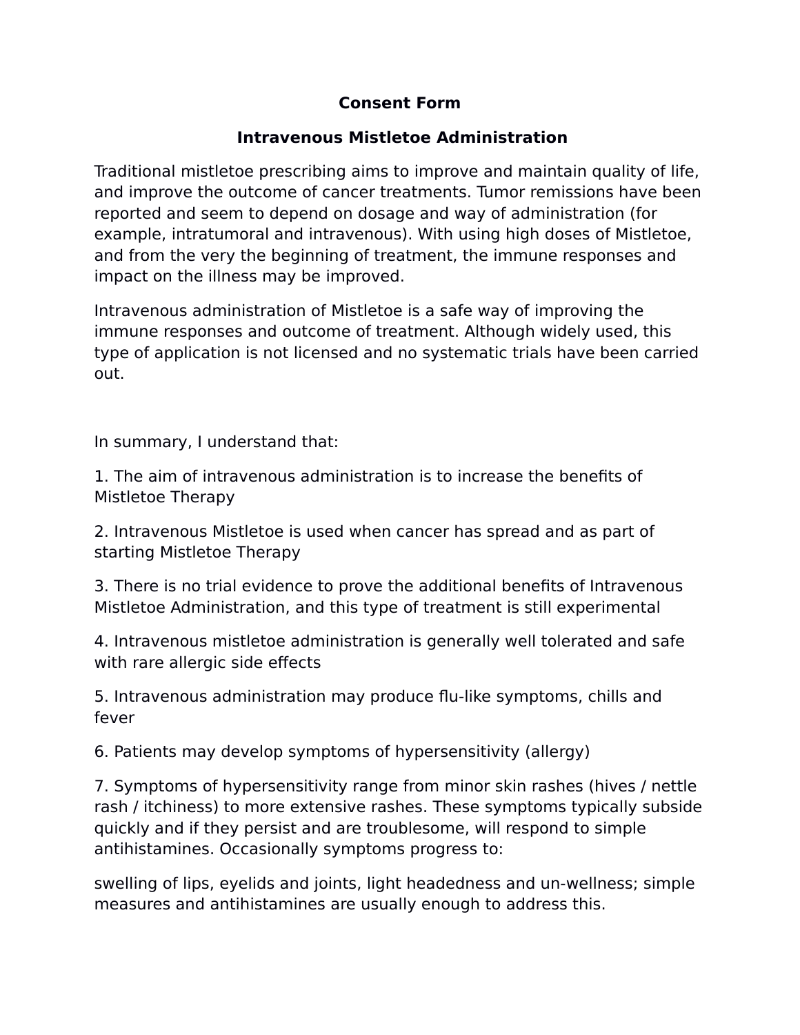**Consent Form**

**Intravenous Mistletoe Administration**

Traditional mistletoe prescribing aims to improve and maintain quality of life, and improve the outcome of cancer treatments. Tumor remissions have been reported and seem to depend on dosage and way of administration (for example, intratumoral and intravenous). With using high doses of Mistletoe, and from the very the beginning of treatment, the immune responses and impact on the illness may be improved.

Intravenous administration of Mistletoe is a safe way of improving the immune responses and outcome of treatment. Although widely used, this type of application is not licensed and no systematic trials have been carried out.

In summary, I understand that:

1. The aim of intravenous administration is to increase the benefits of Mistletoe Therapy

2. Intravenous Mistletoe is used when cancer has spread and as part of starting Mistletoe Therapy

3. There is no trial evidence to prove the additional benefits of Intravenous Mistletoe Administration, and this type of treatment is still experimental

4. Intravenous mistletoe administration is generally well tolerated and safe with rare allergic side effects

5. Intravenous administration may produce flu-like symptoms, chills and fever

6. Patients may develop symptoms of hypersensitivity (allergy)

7. Symptoms of hypersensitivity range from minor skin rashes (hives / nettle rash / itchiness) to more extensive rashes. These symptoms typically subside quickly and if they persist and are troublesome, will respond to simple antihistamines. Occasionally symptoms progress to:

swelling of lips, eyelids and joints, light headedness and un-wellness; simple measures and antihistamines are usually enough to address this.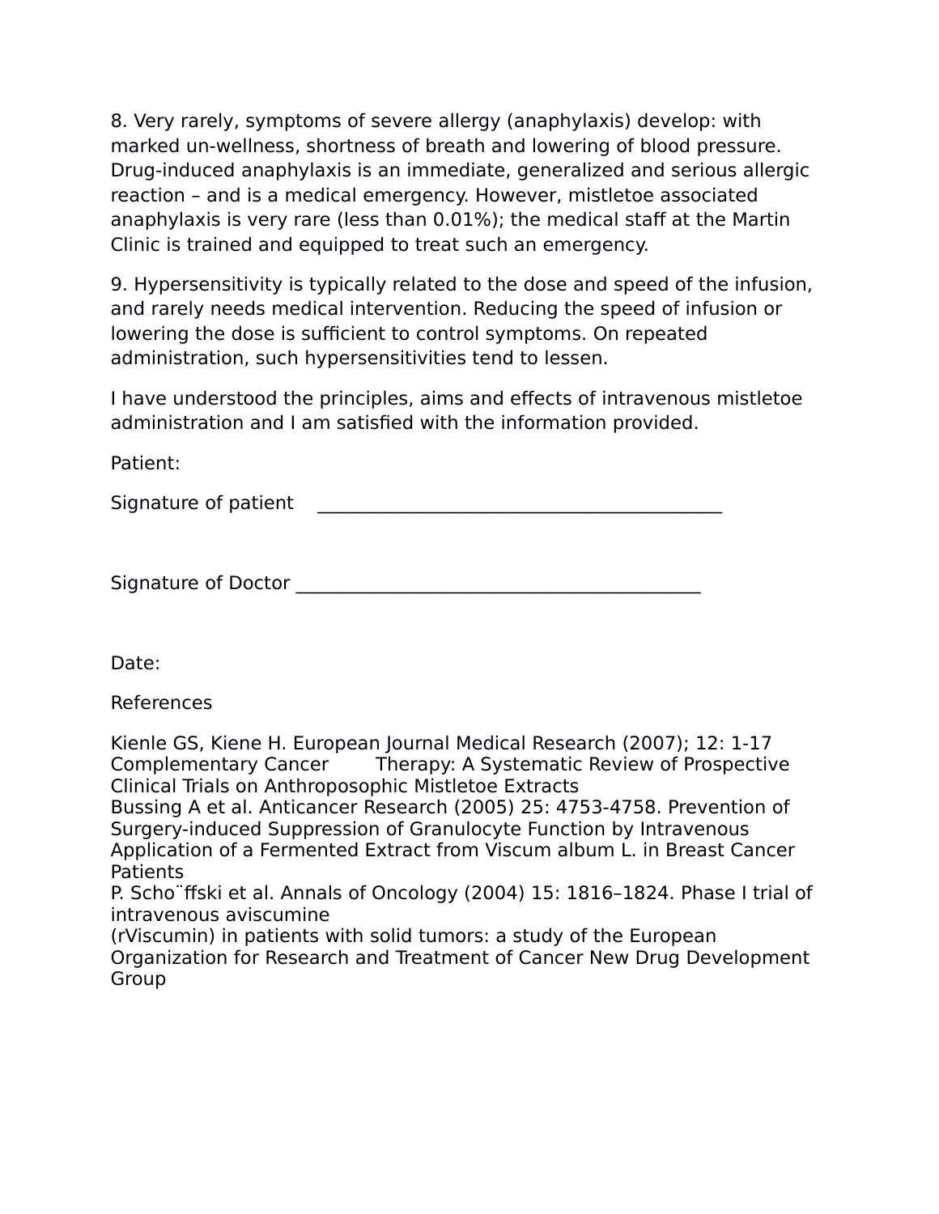8. Very rarely, symptoms of severe allergy (anaphylaxis) develop: with marked un-wellness, shortness of breath and lowering of blood pressure. Drug-induced anaphylaxis is an immediate, generalized and serious allergic reaction – and is a medical emergency. However, mistletoe associated anaphylaxis is very rare (less than 0.01%); the medical staff at the Martin Clinic is trained and equipped to treat such an emergency.

9. Hypersensitivity is typically related to the dose and speed of the infusion, and rarely needs medical intervention. Reducing the speed of infusion or lowering the dose is sufficient to control symptoms. On repeated administration, such hypersensitivities tend to lessen.

I have understood the principles, aims and effects of intravenous mistletoe administration and I am satisfied with the information provided.

Patient:

Signature of patient \_\_\_\_\_\_\_\_\_\_\_\_\_\_\_\_\_\_\_\_\_\_\_\_\_\_\_\_\_\_\_\_\_\_\_\_\_\_\_\_\_\_

Signature of Doctor \_\_\_\_\_\_\_\_\_\_\_\_\_\_\_\_\_\_\_\_\_\_\_\_\_\_\_\_\_\_\_\_\_\_\_\_\_\_\_\_\_\_

Date:

References

Kienle GS, Kiene H. European Journal Medical Research (2007); 12: 1-17 Complementary Cancer Therapy: A Systematic Review of Prospective Clinical Trials on Anthroposophic Mistletoe Extracts

Bussing A et al. Anticancer Research (2005) 25: 4753-4758. Prevention of Surgery-induced Suppression of Granulocyte Function by Intravenous Application of a Fermented Extract from Viscum album L. in Breast Cancer Patients

P. Schöffski et al. Annals of Oncology (2004) 15: 1816–1824. Phase I trial of intravenous aviscumine (rViscumin) in patients with solid tumors: a study of the European Organization for Research and Treatment of Cancer New Drug Development Group